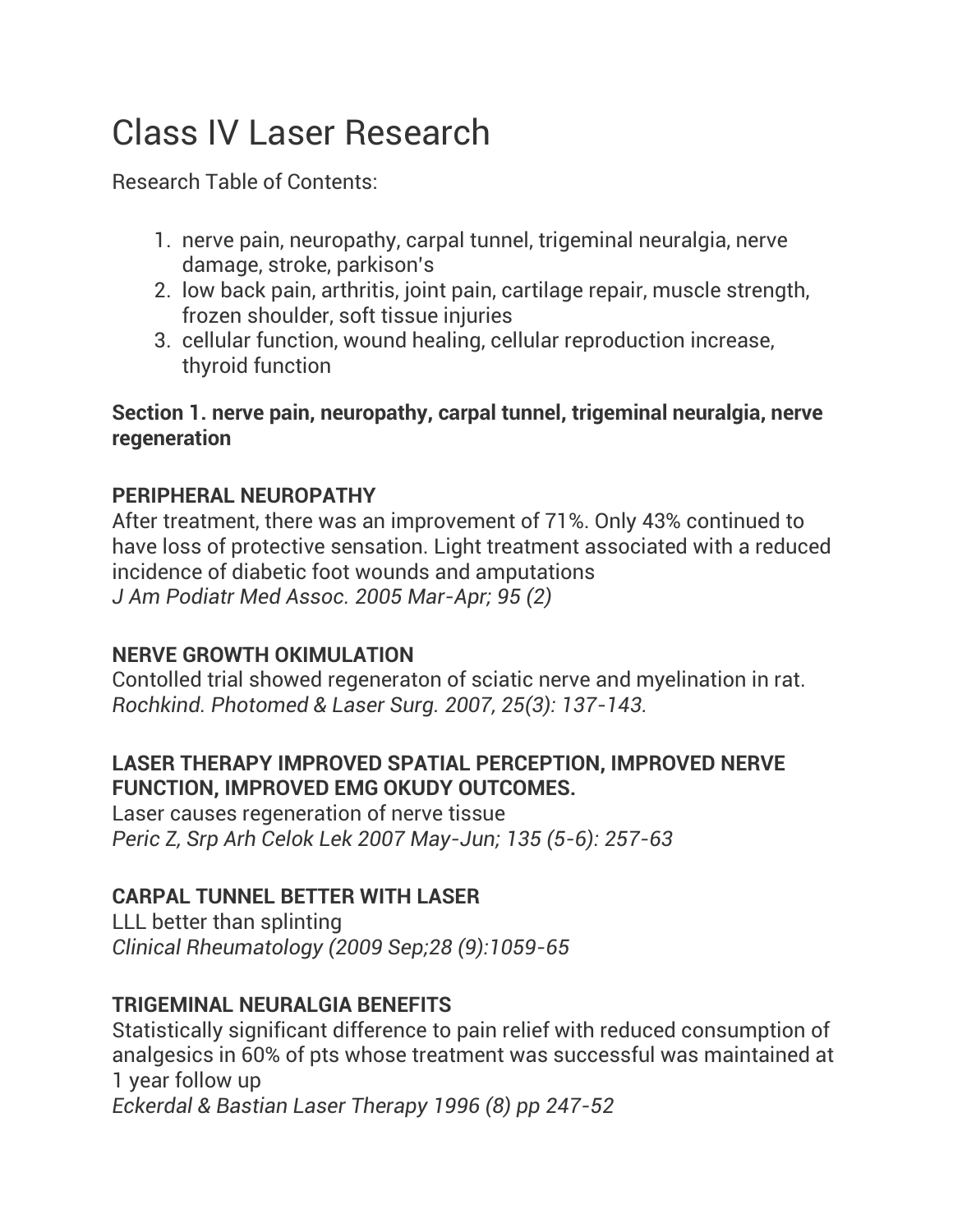# Class IV Laser Research

Research Table of Contents:

1. nerve pain, neuropathy, carpal tunnel, trigeminal neuralgia, nerve damage, stroke, parkison's
2. low back pain, arthritis, joint pain, cartilage repair, muscle strength, frozen shoulder, soft tissue injuries
3. cellular function, wound healing, cellular reproduction increase, thyroid function

**Section 1. nerve pain, neuropathy, carpal tunnel, trigeminal neuralgia, nerve regeneration**

**PERIPHERAL NEUROPATHY**

After treatment, there was an improvement of 71%. Only 43% continued to have loss of protective sensation. Light treatment associated with a reduced incidence of diabetic foot wounds and amputations

*J Am Podiatr Med Assoc. 2005 Mar-Apr; 95 (2)*

**NERVE GROWTH OKIMULATION**

Contolled trial showed regeneraton of sciatic nerve and myelination in rat.

*Rochkind. Photomed & Laser Surg. 2007, 25(3): 137-143.*

**LASER THERAPY IMPROVED SPATIAL PERCEPTION, IMPROVED NERVE FUNCTION, IMPROVED EMG OKUDY OUTCOMES.**

Laser causes regeneration of nerve tissue

*Peric Z, Srp Arh Celok Lek 2007 May-Jun; 135 (5-6): 257-63*

**CARPAL TUNNEL BETTER WITH LASER**

LLL better than splinting

*Clinical Rheumatology (2009 Sep;28 (9):1059-65*

**TRIGEMINAL NEURALGIA BENEFITS**

Statistically significant difference to pain relief with reduced consumption of analgesics in 60% of pts whose treatment was successful was maintained at 1 year follow up

*Eckerdal & Bastian Laser Therapy 1996 (8) pp 247-52*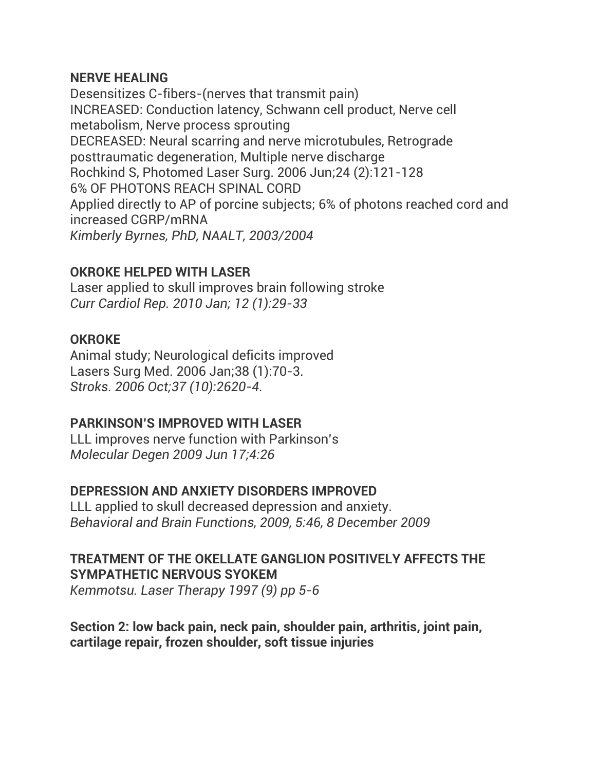**NERVE HEALING**

Desensitizes C-fibers-(nerves that transmit pain)
INCREASED: Conduction latency, Schwann cell product, Nerve cell metabolism, Nerve process sprouting
DECREASED: Neural scarring and nerve microtubules, Retrograde posttraumatic degeneration, Multiple nerve discharge
Rochkind S, Photomed Laser Surg. 2006 Jun;24 (2):121-128
6% OF PHOTONS REACH SPINAL CORD
Applied directly to AP of porcine subjects; 6% of photons reached cord and increased CGRP/mRNA
*Kimberly Byrnes, PhD, NAALT, 2003/2004*

**OKROKE HELPED WITH LASER**

Laser applied to skull improves brain following stroke
*Curr Cardiol Rep. 2010 Jan; 12 (1):29-33*

**OKROKE**

Animal study; Neurological deficits improved
Lasers Surg Med. 2006 Jan;38 (1):70-3.
*Stroks. 2006 Oct;37 (10):2620-4.*

**PARKINSON'S IMPROVED WITH LASER**

LLL improves nerve function with Parkinson's
*Molecular Degen 2009 Jun 17;4:26*

**DEPRESSION AND ANXIETY DISORDERS IMPROVED**

LLL applied to skull decreased depression and anxiety.
*Behavioral and Brain Functions, 2009, 5:46, 8 December 2009*

**TREATMENT OF THE OKELLATE GANGLION POSITIVELY AFFECTS THE SYMPATHETIC NERVOUS SYOKEM**

*Kemmotsu. Laser Therapy 1997 (9) pp 5-6*

**Section 2: low back pain, neck pain, shoulder pain, arthritis, joint pain, cartilage repair, frozen shoulder, soft tissue injuries**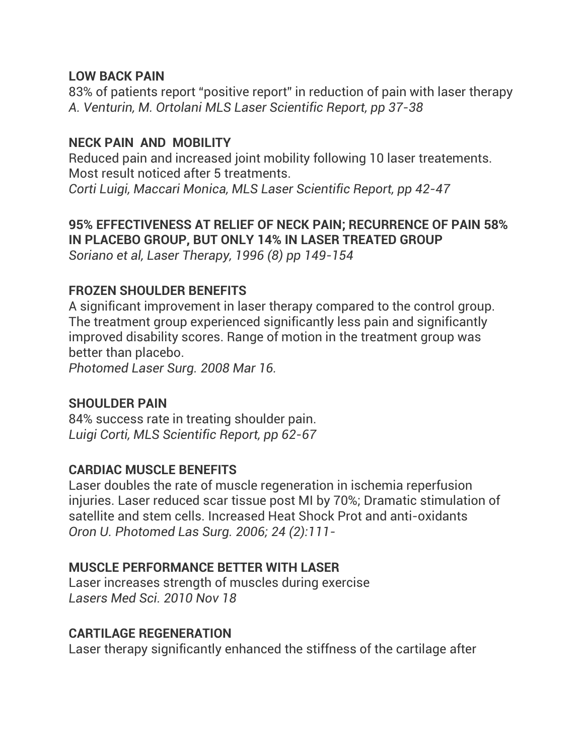**LOW BACK PAIN**

83% of patients report "positive report" in reduction of pain with laser therapy
*A. Venturin, M. Ortolani MLS Laser Scientific Report, pp 37-38*

**NECK PAIN AND MOBILITY**

Reduced pain and increased joint mobility following 10 laser treatements. Most result noticed after 5 treatments.
*Corti Luigi, Maccari Monica, MLS Laser Scientific Report, pp 42-47*

**95% EFFECTIVENESS AT RELIEF OF NECK PAIN; RECURRENCE OF PAIN 58% IN PLACEBO GROUP, BUT ONLY 14% IN LASER TREATED GROUP**
*Soriano et al, Laser Therapy, 1996 (8) pp 149-154*

**FROZEN SHOULDER BENEFITS**

A significant improvement in laser therapy compared to the control group. The treatment group experienced significantly less pain and significantly improved disability scores. Range of motion in the treatment group was better than placebo.
*Photomed Laser Surg. 2008 Mar 16.*

**SHOULDER PAIN**

84% success rate in treating shoulder pain.
*Luigi Corti, MLS Scientific Report, pp 62-67*

**CARDIAC MUSCLE BENEFITS**

Laser doubles the rate of muscle regeneration in ischemia reperfusion injuries. Laser reduced scar tissue post MI by 70%; Dramatic stimulation of satellite and stem cells. Increased Heat Shock Prot and anti-oxidants
*Oron U. Photomed Las Surg. 2006; 24 (2):111-*

**MUSCLE PERFORMANCE BETTER WITH LASER**

Laser increases strength of muscles during exercise
*Lasers Med Sci. 2010 Nov 18*

**CARTILAGE REGENERATION**

Laser therapy significantly enhanced the stiffness of the cartilage after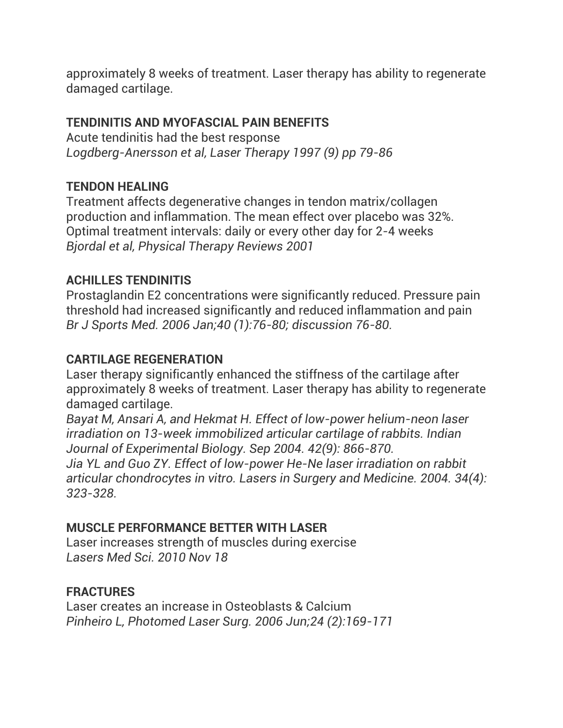approximately 8 weeks of treatment. Laser therapy has ability to regenerate damaged cartilage.

**TENDINITIS AND MYOFASCIAL PAIN BENEFITS**
Acute tendinitis had the best response
*Logdberg-Anersson et al, Laser Therapy 1997 (9) pp 79-86*

**TENDON HEALING**
Treatment affects degenerative changes in tendon matrix/collagen production and inflammation. The mean effect over placebo was 32%. Optimal treatment intervals: daily or every other day for 2-4 weeks
*Bjordal et al, Physical Therapy Reviews 2001*

**ACHILLES TENDINITIS**
Prostaglandin E2 concentrations were significantly reduced. Pressure pain threshold had increased significantly and reduced inflammation and pain
*Br J Sports Med. 2006 Jan;40 (1):76-80; discussion 76-80.*

**CARTILAGE REGENERATION**
Laser therapy significantly enhanced the stiffness of the cartilage after approximately 8 weeks of treatment. Laser therapy has ability to regenerate damaged cartilage.
*Bayat M, Ansari A, and Hekmat H. Effect of low-power helium-neon laser irradiation on 13-week immobilized articular cartilage of rabbits. Indian Journal of Experimental Biology. Sep 2004. 42(9): 866-870.*
*Jia YL and Guo ZY. Effect of low-power He-Ne laser irradiation on rabbit articular chondrocytes in vitro. Lasers in Surgery and Medicine. 2004. 34(4): 323-328.*

**MUSCLE PERFORMANCE BETTER WITH LASER**
Laser increases strength of muscles during exercise
*Lasers Med Sci. 2010 Nov 18*

**FRACTURES**
Laser creates an increase in Osteoblasts & Calcium
*Pinheiro L, Photomed Laser Surg. 2006 Jun;24 (2):169-171*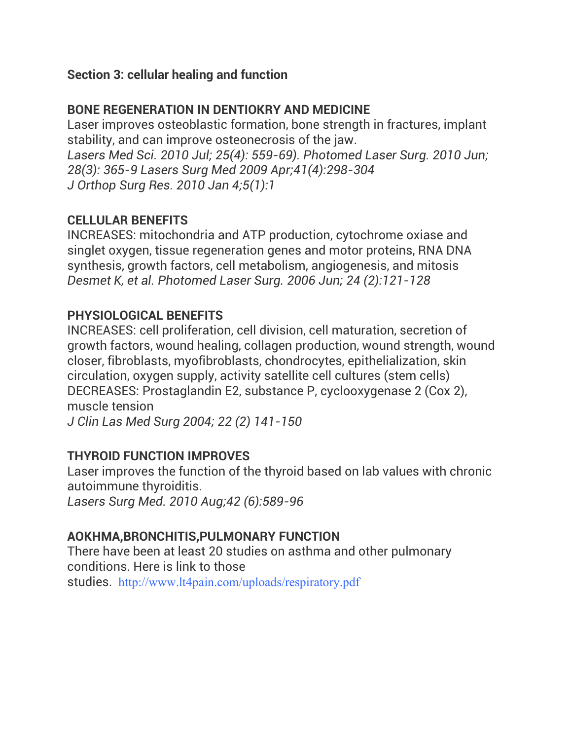**Section 3: cellular healing and function**

**BONE REGENERATION IN DENTIOKRY AND MEDICINE**

Laser improves osteoblastic formation, bone strength in fractures, implant stability, and can improve osteonecrosis of the jaw.

*Lasers Med Sci. 2010 Jul; 25(4): 559-69). Photomed Laser Surg. 2010 Jun; 28(3): 365-9 Lasers Surg Med 2009 Apr;41(4):298-304*
*J Orthop Surg Res. 2010 Jan 4;5(1):1*

**CELLULAR BENEFITS**

INCREASES: mitochondria and ATP production, cytochrome oxiase and singlet oxygen, tissue regeneration genes and motor proteins, RNA DNA synthesis, growth factors, cell metabolism, angiogenesis, and mitosis

*Desmet K, et al. Photomed Laser Surg. 2006 Jun; 24 (2):121-128*

**PHYSIOLOGICAL BENEFITS**

INCREASES: cell proliferation, cell division, cell maturation, secretion of growth factors, wound healing, collagen production, wound strength, wound closer, fibroblasts, myofibroblasts, chondrocytes, epithelialization, skin circulation, oxygen supply, activity satellite cell cultures (stem cells)
DECREASES: Prostaglandin E2, substance P, cyclooxygenase 2 (Cox 2), muscle tension

*J Clin Las Med Surg 2004; 22 (2) 141-150*

**THYROID FUNCTION IMPROVES**

Laser improves the function of the thyroid based on lab values with chronic autoimmune thyroiditis.

*Lasers Surg Med. 2010 Aug;42 (6):589-96*

**AOKHMA,BRONCHITIS,PULMONARY FUNCTION**

There have been at least 20 studies on asthma and other pulmonary conditions. Here is link to those studies. http://www.lt4pain.com/uploads/respiratory.pdf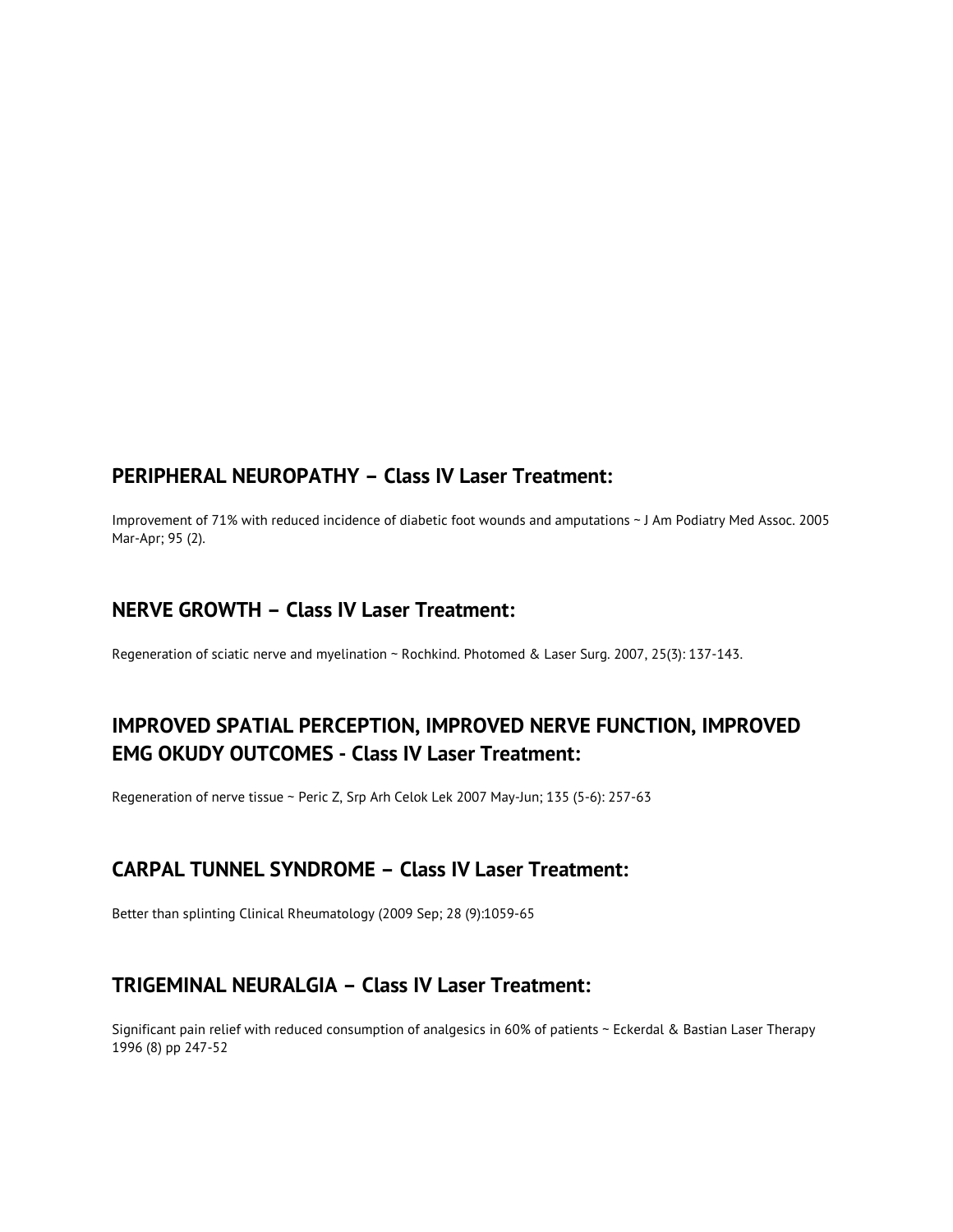## PERIPHERAL NEUROPATHY – Class IV Laser Treatment:

Improvement of 71% with reduced incidence of diabetic foot wounds and amputations ~ J Am Podiatry Med Assoc. 2005 Mar-Apr; 95 (2).

## NERVE GROWTH – Class IV Laser Treatment:

Regeneration of sciatic nerve and myelination ~ Rochkind. Photomed & Laser Surg. 2007, 25(3): 137-143.

## IMPROVED SPATIAL PERCEPTION, IMPROVED NERVE FUNCTION, IMPROVED EMG OKUDY OUTCOMES - Class IV Laser Treatment:

Regeneration of nerve tissue ~ Peric Z, Srp Arh Celok Lek 2007 May-Jun; 135 (5-6): 257-63

## CARPAL TUNNEL SYNDROME – Class IV Laser Treatment:

Better than splinting Clinical Rheumatology (2009 Sep; 28 (9):1059-65

## TRIGEMINAL NEURALGIA – Class IV Laser Treatment:

Significant pain relief with reduced consumption of analgesics in 60% of patients ~ Eckerdal & Bastian Laser Therapy 1996 (8) pp 247-52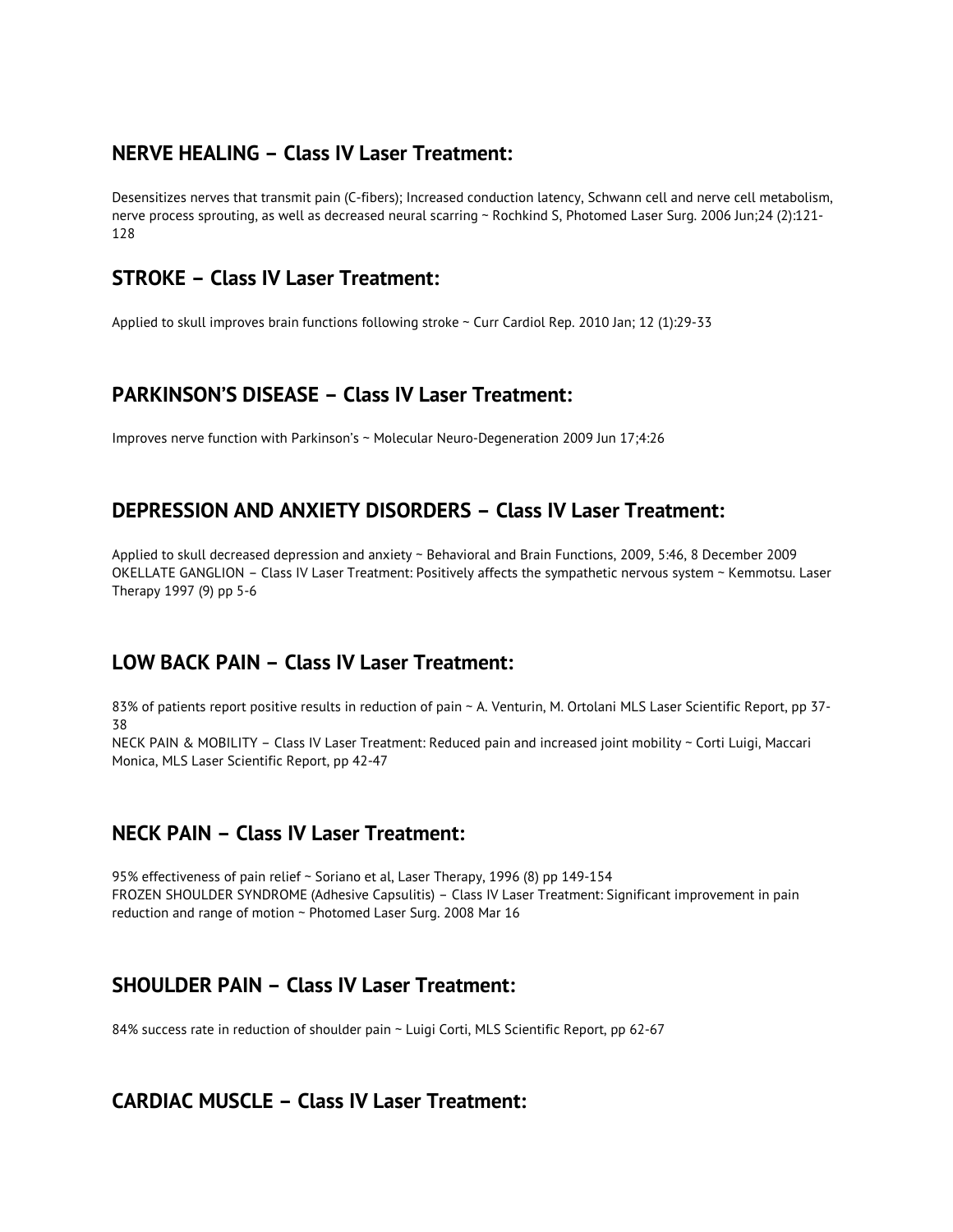## NERVE HEALING – Class IV Laser Treatment:

Desensitizes nerves that transmit pain (C-fibers); Increased conduction latency, Schwann cell and nerve cell metabolism, nerve process sprouting, as well as decreased neural scarring ~ Rochkind S, Photomed Laser Surg. 2006 Jun;24 (2):121-128

## STROKE – Class IV Laser Treatment:

Applied to skull improves brain functions following stroke ~ Curr Cardiol Rep. 2010 Jan; 12 (1):29-33

## PARKINSON'S DISEASE – Class IV Laser Treatment:

Improves nerve function with Parkinson's ~ Molecular Neuro-Degeneration 2009 Jun 17;4:26

## DEPRESSION AND ANXIETY DISORDERS – Class IV Laser Treatment:

Applied to skull decreased depression and anxiety ~ Behavioral and Brain Functions, 2009, 5:46, 8 December 2009
OKELLATE GANGLION – Class IV Laser Treatment: Positively affects the sympathetic nervous system ~ Kemmotsu. Laser Therapy 1997 (9) pp 5-6

## LOW BACK PAIN – Class IV Laser Treatment:

83% of patients report positive results in reduction of pain ~ A. Venturin, M. Ortolani MLS Laser Scientific Report, pp 37-38
NECK PAIN & MOBILITY – Class IV Laser Treatment: Reduced pain and increased joint mobility ~ Corti Luigi, Maccari Monica, MLS Laser Scientific Report, pp 42-47

## NECK PAIN – Class IV Laser Treatment:

95% effectiveness of pain relief ~ Soriano et al, Laser Therapy, 1996 (8) pp 149-154
FROZEN SHOULDER SYNDROME (Adhesive Capsulitis) – Class IV Laser Treatment: Significant improvement in pain reduction and range of motion ~ Photomed Laser Surg. 2008 Mar 16

## SHOULDER PAIN – Class IV Laser Treatment:

84% success rate in reduction of shoulder pain ~ Luigi Corti, MLS Scientific Report, pp 62-67

## CARDIAC MUSCLE – Class IV Laser Treatment: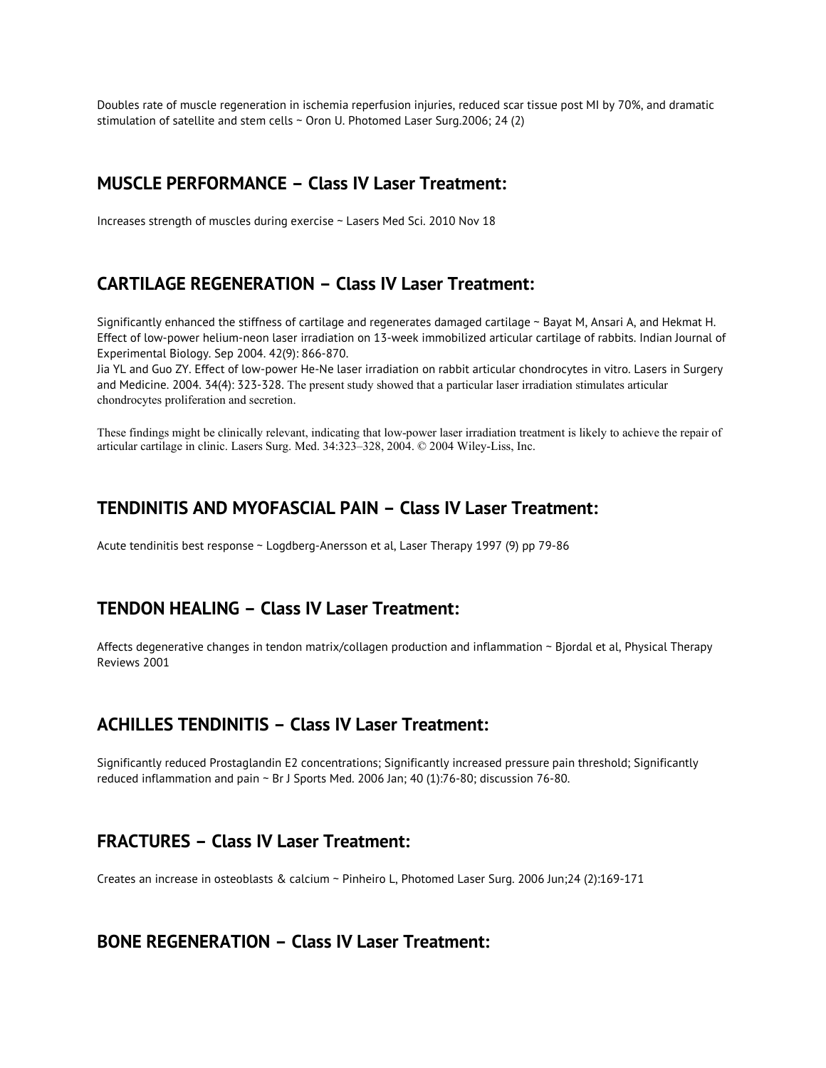Doubles rate of muscle regeneration in ischemia reperfusion injuries, reduced scar tissue post MI by 70%, and dramatic stimulation of satellite and stem cells ~ Oron U. Photomed Laser Surg.2006; 24 (2)

## MUSCLE PERFORMANCE – Class IV Laser Treatment:

Increases strength of muscles during exercise ~ Lasers Med Sci. 2010 Nov 18

## CARTILAGE REGENERATION – Class IV Laser Treatment:

Significantly enhanced the stiffness of cartilage and regenerates damaged cartilage ~ Bayat M, Ansari A, and Hekmat H. Effect of low-power helium-neon laser irradiation on 13-week immobilized articular cartilage of rabbits. Indian Journal of Experimental Biology. Sep 2004. 42(9): 866-870.
Jia YL and Guo ZY. Effect of low-power He-Ne laser irradiation on rabbit articular chondrocytes in vitro. Lasers in Surgery and Medicine. 2004. 34(4): 323-328. The present study showed that a particular laser irradiation stimulates articular chondrocytes proliferation and secretion.

These findings might be clinically relevant, indicating that low-power laser irradiation treatment is likely to achieve the repair of articular cartilage in clinic. Lasers Surg. Med. 34:323–328, 2004. © 2004 Wiley-Liss, Inc.

## TENDINITIS AND MYOFASCIAL PAIN – Class IV Laser Treatment:

Acute tendinitis best response ~ Logdberg-Anersson et al, Laser Therapy 1997 (9) pp 79-86

## TENDON HEALING – Class IV Laser Treatment:

Affects degenerative changes in tendon matrix/collagen production and inflammation ~ Bjordal et al, Physical Therapy Reviews 2001

## ACHILLES TENDINITIS – Class IV Laser Treatment:

Significantly reduced Prostaglandin E2 concentrations; Significantly increased pressure pain threshold; Significantly reduced inflammation and pain ~ Br J Sports Med. 2006 Jan; 40 (1):76-80; discussion 76-80.

## FRACTURES – Class IV Laser Treatment:

Creates an increase in osteoblasts & calcium ~ Pinheiro L, Photomed Laser Surg. 2006 Jun;24 (2):169-171

## BONE REGENERATION – Class IV Laser Treatment: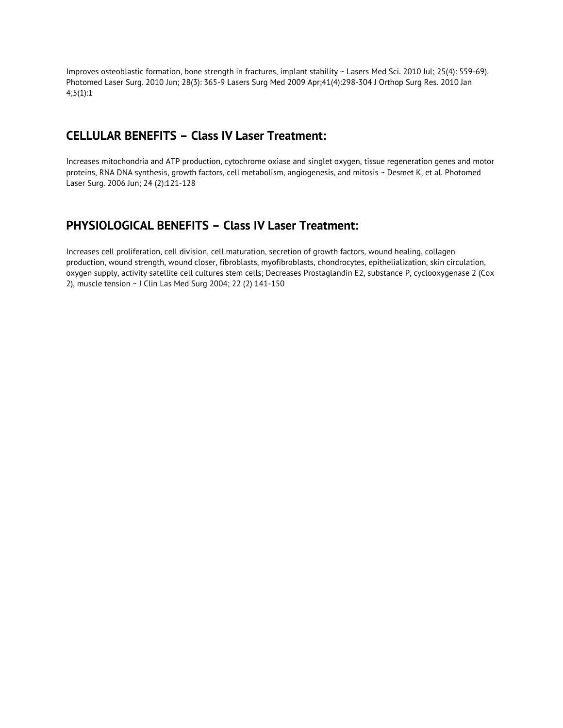Improves osteoblastic formation, bone strength in fractures, implant stability ~ Lasers Med Sci. 2010 Jul; 25(4): 559-69). Photomed Laser Surg. 2010 Jun; 28(3): 365-9 Lasers Surg Med 2009 Apr;41(4):298-304 J Orthop Surg Res. 2010 Jan 4;5(1):1

## CELLULAR BENEFITS – Class IV Laser Treatment:

Increases mitochondria and ATP production, cytochrome oxiase and singlet oxygen, tissue regeneration genes and motor proteins, RNA DNA synthesis, growth factors, cell metabolism, angiogenesis, and mitosis ~ Desmet K, et al. Photomed Laser Surg. 2006 Jun; 24 (2):121-128

## PHYSIOLOGICAL BENEFITS – Class IV Laser Treatment:

Increases cell proliferation, cell division, cell maturation, secretion of growth factors, wound healing, collagen production, wound strength, wound closer, fibroblasts, myofibroblasts, chondrocytes, epithelialization, skin circulation, oxygen supply, activity satellite cell cultures stem cells; Decreases Prostaglandin E2, substance P, cyclooxygenase 2 (Cox 2), muscle tension ~ J Clin Las Med Surg 2004; 22 (2) 141-150